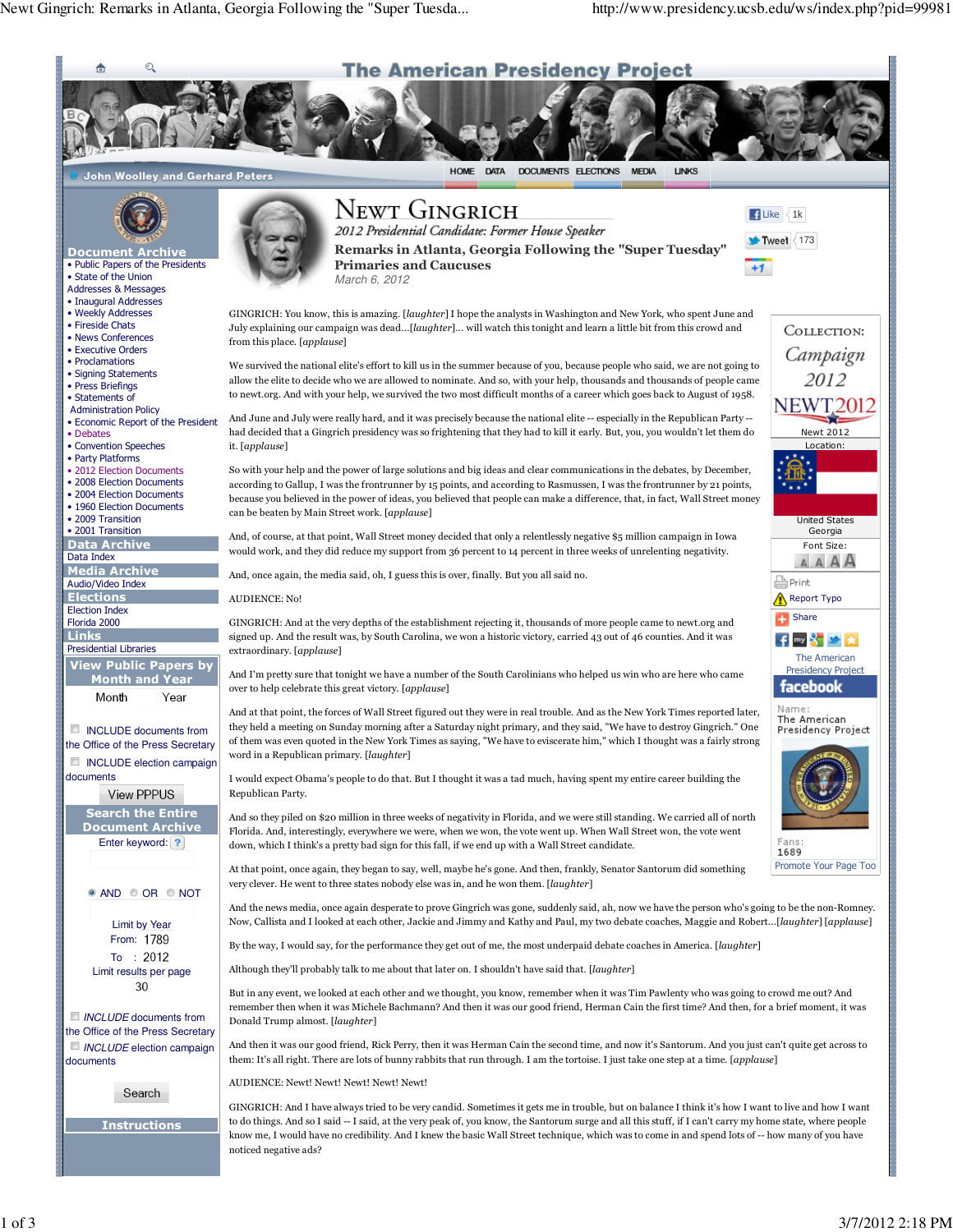# Newt Gingrich

*2012 Presidential Candidate: Former House Speaker*

## Remarks in Atlanta, Georgia Following the "Super Tuesday" Primaries and Caucuses

March 6, 2012

GINGRICH: You know, this is amazing. [laughter] I hope the analysts in Washington and New York, who spent June and July explaining our campaign was dead...[laughter]... will watch this tonight and learn a little bit from this crowd and from this place. [applause]

We survived the national elite's effort to kill us in the summer because of you, because people who said, we are not going to allow the elite to decide who we are allowed to nominate. And so, with your help, thousands and thousands of people came to newt.org. And with your help, we survived the two most difficult months of a career which goes back to August of 1958.

And June and July were really hard, and it was precisely because the national elite -- especially in the Republican Party -- had decided that a Gingrich presidency was so frightening that they had to kill it early. But, you, you wouldn't let them do it. [applause]

So with your help and the power of large solutions and big ideas and clear communications in the debates, by December, according to Gallup, I was the frontrunner by 15 points, and according to Rasmussen, I was the frontrunner by 21 points, because you believed in the power of ideas, you believed that people can make a difference, that, in fact, Wall Street money can be beaten by Main Street work. [applause]

And, of course, at that point, Wall Street money decided that only a relentlessly negative $5 million campaign in Iowa would work, and they did reduce my support from 36 percent to 14 percent in three weeks of unrelenting negativity.

And, once again, the media said, oh, I guess this is over, finally. But you all said no.

AUDIENCE: No!

GINGRICH: And at the very depths of the establishment rejecting it, thousands of more people came to newt.org and signed up. And the result was, by South Carolina, we won a historic victory, carried 43 out of 46 counties. And it was extraordinary. [applause]

And I'm pretty sure that tonight we have a number of the South Carolinians who helped us win who are here who came over to help celebrate this great victory. [applause]

And at that point, the forces of Wall Street figured out they were in real trouble. And as the New York Times reported later, they held a meeting on Sunday morning after a Saturday night primary, and they said, "We have to destroy Gingrich." One of them was even quoted in the New York Times as saying, "We have to eviscerate him," which I thought was a fairly strong word in a Republican primary. [laughter]

I would expect Obama's people to do that. But I thought it was a tad much, having spent my entire career building the Republican Party.

And so they piled on $20 million in three weeks of negativity in Florida, and we were still standing. We carried all of north Florida. And, interestingly, everywhere we were, when we won, the vote went up. When Wall Street won, the vote went down, which I think's a pretty bad sign for this fall, if we end up with a Wall Street candidate.

At that point, once again, they began to say, well, maybe he's gone. And then, frankly, Senator Santorum did something very clever. He went to three states nobody else was in, and he won them. [laughter]

And the news media, once again desperate to prove Gingrich was gone, suddenly said, ah, now we have the person who's going to be the non-Romney. Now, Callista and I looked at each other, Jackie and Jimmy and Kathy and Paul, my two debate coaches, Maggie and Robert...[laughter] [applause]

By the way, I would say, for the performance they get out of me, the most underpaid debate coaches in America. [laughter]

Although they'll probably talk to me about that later on. I shouldn't have said that. [laughter]

But in any event, we looked at each other and we thought, you know, remember when it was Tim Pawlenty who was going to crowd me out? And remember then when it was Michele Bachmann? And then it was our good friend, Herman Cain the first time? And then, for a brief moment, it was Donald Trump almost. [laughter]

And then it was our good friend, Rick Perry, then it was Herman Cain the second time, and now it's Santorum. And you just can't quite get across to them: It's all right. There are lots of bunny rabbits that run through. I am the tortoise. I just take one step at a time. [applause]

AUDIENCE: Newt! Newt! Newt! Newt! Newt!

GINGRICH: And I have always tried to be very candid. Sometimes it gets me in trouble, but on balance I think it's how I want to live and how I want to do things. And so I said -- I said, at the very peak of, you know, the Santorum surge and all this stuff, if I can't carry my home state, where people know me, I would have no credibility. And I knew the basic Wall Street technique, which was to come in and spend lots of -- how many of you have noticed negative ads?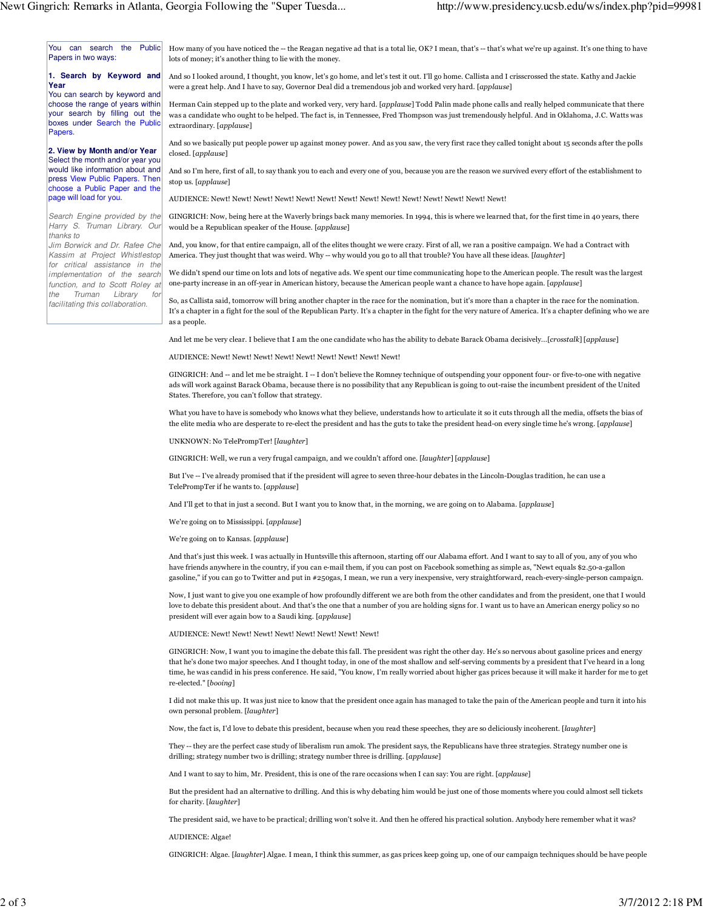You can search the Public Papers in two ways:

**1. Search by Keyword and Year**
You can search by keyword and choose the range of years within your search by filling out the boxes under Search the Public Papers.

**2. View by Month and/or Year**
Select the month and/or year you would like information about and press View Public Papers. Then choose a Public Paper and the page will load for you.

*Search Engine provided by the Harry S. Truman Library. Our thanks to Jim Borwick and Dr. Rafee Che Kassim at Project Whistlestop for critical assistance in the implementation of the search function, and to Scott Roley at the Truman Library for facilitating this collaboration.*

How many of you have noticed the -- the Reagan negative ad that is a total lie, OK? I mean, that's -- that's what we're up against. It's one thing to have lots of money; it's another thing to lie with the money.

And so I looked around, I thought, you know, let's go home, and let's test it out. I'll go home. Callista and I crisscrossed the state. Kathy and Jackie were a great help. And I have to say, Governor Deal did a tremendous job and worked very hard. [*applause*]

Herman Cain stepped up to the plate and worked very, very hard. [*applause*] Todd Palin made phone calls and really helped communicate that there was a candidate who ought to be helped. The fact is, in Tennessee, Fred Thompson was just tremendously helpful. And in Oklahoma, J.C. Watts was extraordinary. [*applause*]

And so we basically put people power up against money power. And as you saw, the very first race they called tonight about 15 seconds after the polls closed. [*applause*]

And so I'm here, first of all, to say thank you to each and every one of you, because you are the reason we survived every effort of the establishment to stop us. [*applause*]

AUDIENCE: Newt! Newt! Newt! Newt! Newt! Newt! Newt! Newt! Newt! Newt! Newt! Newt! Newt! Newt!

GINGRICH: Now, being here at the Waverly brings back many memories. In 1994, this is where we learned that, for the first time in 40 years, there would be a Republican speaker of the House. [*applause*]

And, you know, for that entire campaign, all of the elites thought we were crazy. First of all, we ran a positive campaign. We had a Contract with America. They just thought that was weird. Why -- why would you go to all that trouble? You have all these ideas. [*laughter*]

We didn't spend our time on lots and lots of negative ads. We spent our time communicating hope to the American people. The result was the largest one-party increase in an off-year in American history, because the American people want a chance to have hope again. [*applause*]

So, as Callista said, tomorrow will bring another chapter in the race for the nomination, but it's more than a chapter in the race for the nomination. It's a chapter in a fight for the soul of the Republican Party. It's a chapter in the fight for the very nature of America. It's a chapter defining who we are as a people.

And let me be very clear. I believe that I am the one candidate who has the ability to debate Barack Obama decisively...[*crosstalk*] [*applause*]

AUDIENCE: Newt! Newt! Newt! Newt! Newt! Newt! Newt! Newt! Newt!

GINGRICH: And -- and let me be straight. I -- I don't believe the Romney technique of outspending your opponent four- or five-to-one with negative ads will work against Barack Obama, because there is no possibility that any Republican is going to out-raise the incumbent president of the United States. Therefore, you can't follow that strategy.

What you have to have is somebody who knows what they believe, understands how to articulate it so it cuts through all the media, offsets the bias of the elite media who are desperate to re-elect the president and has the guts to take the president head-on every single time he's wrong. [*applause*]

UNKNOWN: No TelePrompTer! [*laughter*]

GINGRICH: Well, we run a very frugal campaign, and we couldn't afford one. [*laughter*] [*applause*]

But I've -- I've already promised that if the president will agree to seven three-hour debates in the Lincoln-Douglas tradition, he can use a TelePrompTer if he wants to. [*applause*]

And I'll get to that in just a second. But I want you to know that, in the morning, we are going on to Alabama. [*applause*]

We're going on to Mississippi. [*applause*]

We're going on to Kansas. [*applause*]

And that's just this week. I was actually in Huntsville this afternoon, starting off our Alabama effort. And I want to say to all of you, any of you who have friends anywhere in the country, if you can e-mail them, if you can post on Facebook something as simple as, "Newt equals $2.50-a-gallon gasoline," if you can go to Twitter and put in #250gas, I mean, we run a very inexpensive, very straightforward, reach-every-single-person campaign.

Now, I just want to give you one example of how profoundly different we are both from the other candidates and from the president, one that I would love to debate this president about. And that's the one that a number of you are holding signs for. I want us to have an American energy policy so no president will ever again bow to a Saudi king. [*applause*]

AUDIENCE: Newt! Newt! Newt! Newt! Newt! Newt! Newt! Newt!

GINGRICH: Now, I want you to imagine the debate this fall. The president was right the other day. He's so nervous about gasoline prices and energy that he's done two major speeches. And I thought today, in one of the most shallow and self-serving comments by a president that I've heard in a long time, he was candid in his press conference. He said, "You know, I'm really worried about higher gas prices because it will make it harder for me to get re-elected." [*booing*]

I did not make this up. It was just nice to know that the president once again has managed to take the pain of the American people and turn it into his own personal problem. [*laughter*]

Now, the fact is, I'd love to debate this president, because when you read these speeches, they are so deliciously incoherent. [*laughter*]

They -- they are the perfect case study of liberalism run amok. The president says, the Republicans have three strategies. Strategy number one is drilling; strategy number two is drilling; strategy number three is drilling. [*applause*]

And I want to say to him, Mr. President, this is one of the rare occasions when I can say: You are right. [*applause*]

But the president had an alternative to drilling. And this is why debating him would be just one of those moments where you could almost sell tickets for charity. [*laughter*]

The president said, we have to be practical; drilling won't solve it. And then he offered his practical solution. Anybody here remember what it was?

AUDIENCE: Algae!

GINGRICH: Algae. [*laughter*] Algae. I mean, I think this summer, as gas prices keep going up, one of our campaign techniques should be have people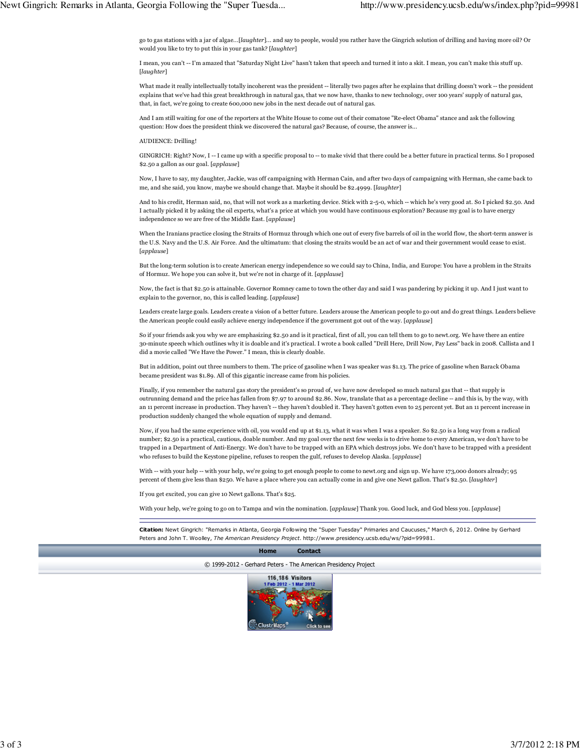go to gas stations with a jar of algae...[*laughter*]... and say to people, would you rather have the Gingrich solution of drilling and having more oil? Or would you like to try to put this in your gas tank? [*laughter*]

I mean, you can't -- I'm amazed that "Saturday Night Live" hasn't taken that speech and turned it into a skit. I mean, you can't make this stuff up. [*laughter*]

What made it really intellectually totally incoherent was the president -- literally two pages after he explains that drilling doesn't work -- the president explains that we've had this great breakthrough in natural gas, that we now have, thanks to new technology, over 100 years' supply of natural gas, that, in fact, we're going to create 600,000 new jobs in the next decade out of natural gas.

And I am still waiting for one of the reporters at the White House to come out of their comatose "Re-elect Obama" stance and ask the following question: How does the president think we discovered the natural gas? Because, of course, the answer is...

AUDIENCE: Drilling!

GINGRICH: Right? Now, I -- I came up with a specific proposal to -- to make vivid that there could be a better future in practical terms. So I proposed $2.50 a gallon as our goal. [*applause*]

Now, I have to say, my daughter, Jackie, was off campaigning with Herman Cain, and after two days of campaigning with Herman, she came back to me, and she said, you know, maybe we should change that. Maybe it should be $2.4999. [*laughter*]

And to his credit, Herman said, no, that will not work as a marketing device. Stick with 2-5-0, which -- which he's very good at. So I picked $2.50. And I actually picked it by asking the oil experts, what's a price at which you would have continuous exploration? Because my goal is to have energy independence so we are free of the Middle East. [*applause*]

When the Iranians practice closing the Straits of Hormuz through which one out of every five barrels of oil in the world flow, the short-term answer is the U.S. Navy and the U.S. Air Force. And the ultimatum: that closing the straits would be an act of war and their government would cease to exist. [*applause*]

But the long-term solution is to create American energy independence so we could say to China, India, and Europe: You have a problem in the Straits of Hormuz. We hope you can solve it, but we're not in charge of it. [*applause*]

Now, the fact is that $2.50 is attainable. Governor Romney came to town the other day and said I was pandering by picking it up. And I just want to explain to the governor, no, this is called leading. [*applause*]

Leaders create large goals. Leaders create a vision of a better future. Leaders arouse the American people to go out and do great things. Leaders believe the American people could easily achieve energy independence if the government got out of the way. [*applause*]

So if your friends ask you why we are emphasizing $2.50 and is it practical, first of all, you can tell them to go to newt.org. We have there an entire 30-minute speech which outlines why it is doable and it's practical. I wrote a book called "Drill Here, Drill Now, Pay Less" back in 2008. Callista and I did a movie called "We Have the Power." I mean, this is clearly doable.

But in addition, point out three numbers to them. The price of gasoline when I was speaker was $1.13. The price of gasoline when Barack Obama became president was $1.89. All of this gigantic increase came from his policies.

Finally, if you remember the natural gas story the president's so proud of, we have now developed so much natural gas that -- that supply is outrunning demand and the price has fallen from $7.97 to around $2.86. Now, translate that as a percentage decline -- and this is, by the way, with an 11 percent increase in production. They haven't -- they haven't doubled it. They haven't gotten even to 25 percent yet. But an 11 percent increase in production suddenly changed the whole equation of supply and demand.

Now, if you had the same experience with oil, you would end up at $1.13, what it was when I was a speaker. So $2.50 is a long way from a radical number; $2.50 is a practical, cautious, doable number. And my goal over the next few weeks is to drive home to every American, we don't have to be trapped in a Department of Anti-Energy. We don't have to be trapped with an EPA which destroys jobs. We don't have to be trapped with a president who refuses to build the Keystone pipeline, refuses to reopen the gulf, refuses to develop Alaska. [*applause*]

With -- with your help -- with your help, we're going to get enough people to come to newt.org and sign up. We have 173,000 donors already; 95 percent of them give less than $250. We have a place where you can actually come in and give one Newt gallon. That's $2.50. [*laughter*]

If you get excited, you can give 10 Newt gallons. That's $25.

With your help, we're going to go on to Tampa and win the nomination. [*applause*] Thank you. Good luck, and God bless you. [*applause*]

---

**Citation:** Newt Gingrich: "Remarks in Atlanta, Georgia Following the "Super Tuesday" Primaries and Caucuses," March 6, 2012. Online by Gerhard Peters and John T. Woolley, *The American Presidency Project*. http://www.presidency.ucsb.edu/ws/?pid=99981.

**Home** **Contact**

© 1999-2012 - Gerhard Peters - The American Presidency Project

116,186 Visitors
1 Feb 2012 - 1 Mar 2012
ClustrMaps®
Click to see